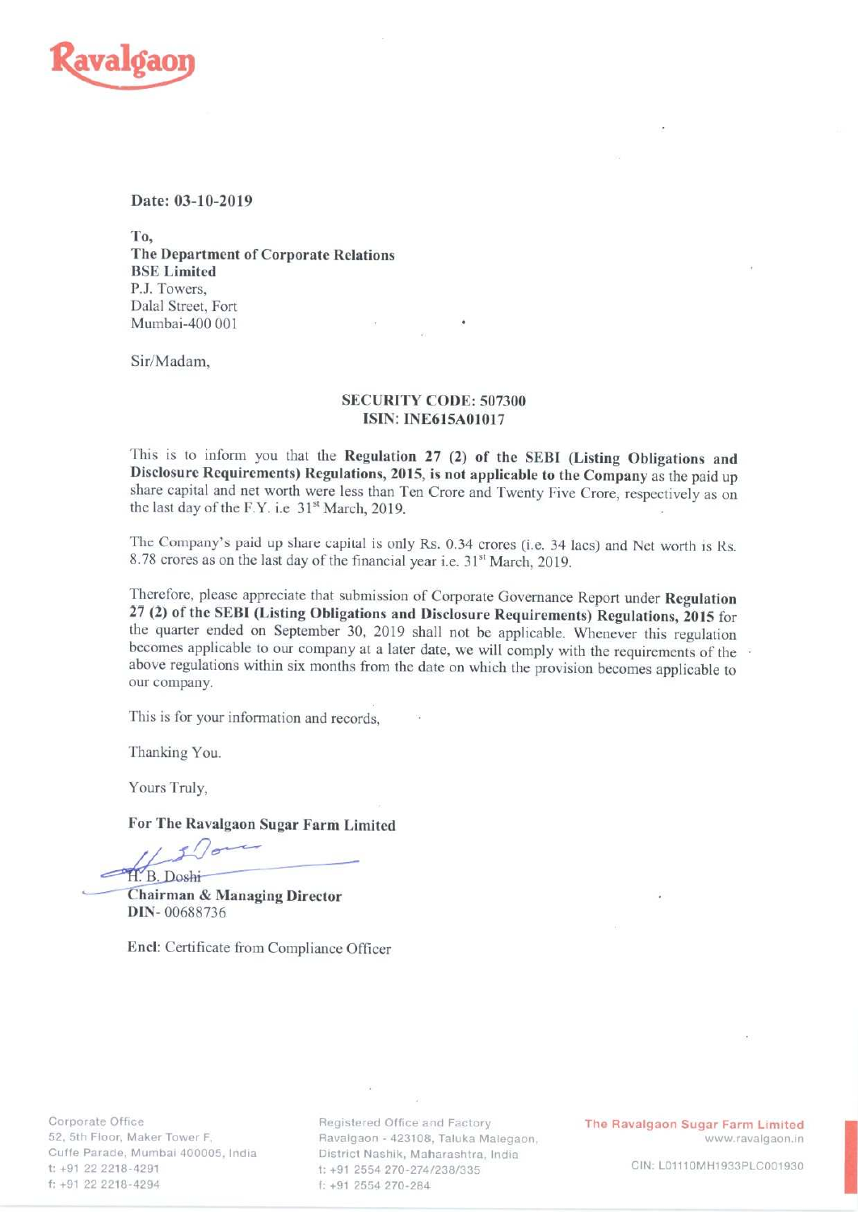Ravalgaon

**Date: 03-10-2019**

**To,**
**The Department of Corporate Relations**
**BSE Limited**
P.J. Towers,
Dalal Street, Fort
Mumbai-400 001

Sir/Madam,

**SECURITY CODE: 507300**
**ISIN: INE615A01017**

This is to inform you that the **Regulation 27 (2) of the SEBI (Listing Obligations and Disclosure Requirements) Regulations, 2015, is not applicable to the Company** as the paid up share capital and net worth were less than Ten Crore and Twenty Five Crore, respectively as on the last day of the F.Y. i.e 31st March, 2019.

The Company's paid up share capital is only Rs. 0.34 crores (i.e. 34 lacs) and Net worth is Rs. 8.78 crores as on the last day of the financial year i.e. 31st March, 2019.

Therefore, please appreciate that submission of Corporate Governance Report under **Regulation 27 (2) of the SEBI (Listing Obligations and Disclosure Requirements) Regulations, 2015** for the quarter ended on September 30, 2019 shall not be applicable. Whenever this regulation becomes applicable to our company at a later date, we will comply with the requirements of the above regulations within six months from the date on which the provision becomes applicable to our company.

This is for your information and records,

Thanking You.

Yours Truly,

**For The Ravalgaon Sugar Farm Limited**

H. B. Doshi
**Chairman & Managing Director**
**DIN- 00688736**

**Encl**: Certificate from Compliance Officer

Corporate Office
52, 5th Floor, Maker Tower F,
Cuffe Parade, Mumbai 400005, India
t: +91 22 2218-4291
f: +91 22 2218-4294

Registered Office and Factory
Ravalgaon - 423108, Taluka Malegaon,
District Nashik, Maharashtra, India
t: +91 2554 270-274/238/335
f: +91 2554 270-284

The Ravalgaon Sugar Farm Limited
www.ravalgaon.in
CIN: L01110MH1933PLC001930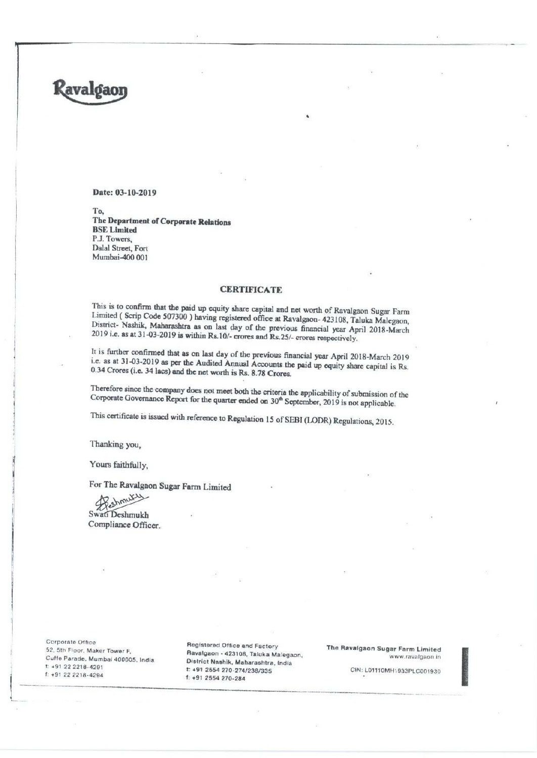Ravalgaon

**Date: 03-10-2019**

To,
**The Department of Corporate Relations**
**BSE Limited**
P.J. Towers,
Dalal Street, Fort
Mumbai-400 001

## CERTIFICATE

This is to confirm that the paid up equity share capital and net worth of Ravalgaon Sugar Farm Limited ( Scrip Code 507300 ) having registered office at Ravalgaon- 423108, Taluka Malegaon, District- Nashik, Maharashtra as on last day of the previous financial year April 2018-March 2019 i.e. as at 31-03-2019 is within Rs.10/- crores and Rs.25/- crores respectively.

It is further confirmed that as on last day of the previous financial year April 2018-March 2019 i.e. as at 31-03-2019 as per the Audited Annual Accounts the paid up equity share capital is Rs. 0.34 Crores (i.e. 34 lacs) and the net worth is Rs. 8.78 Crores.

Therefore since the company does not meet both the criteria the applicability of submission of the Corporate Governance Report for the quarter ended on 30th September, 2019 is not applicable.

This certificate is issued with reference to Regulation 15 of SEBI (LODR) Regulations, 2015.

Thanking you,

Yours faithfully,

For The Ravalgaon Sugar Farm Limited

Swati Deshmukh
Compliance Officer.

Corporate Office
52, 5th Floor, Maker Tower F,
Cuffe Parade, Mumbai 400005, India
t: +91 22 2218-4291
f: +91 22 2218-4294

Registered Office and Factory
Ravalgaon - 423108, Taluka Malegaon,
District Nashik, Maharashtra, India
t: +91 2554 270-274/238/335
f: +91 2554 270-284

The Ravalgaon Sugar Farm Limited
www.ravalgaon.in
CIN: L01110MH1933PLC001930